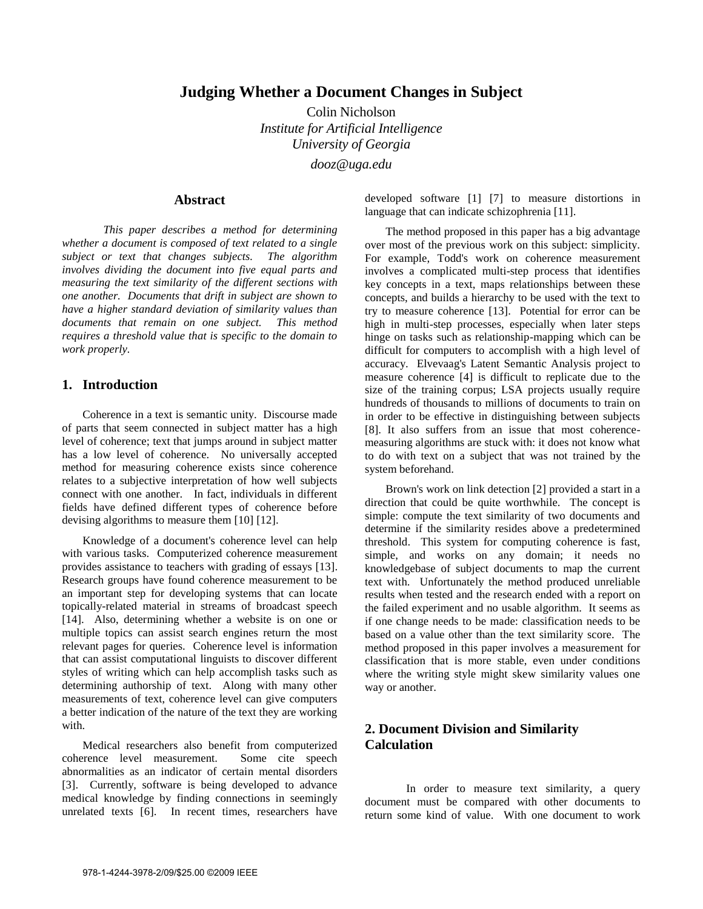# Judging Whether a Document Changes in Subject

Colin Nicholson
*Institute for Artificial Intelligence*
*University of Georgia*
*dooz@uga.edu*

## Abstract

*This paper describes a method for determining whether a document is composed of text related to a single subject or text that changes subjects. The algorithm involves dividing the document into five equal parts and measuring the text similarity of the different sections with one another. Documents that drift in subject are shown to have a higher standard deviation of similarity values than documents that remain on one subject. This method requires a threshold value that is specific to the domain to work properly.*

## 1. Introduction

Coherence in a text is semantic unity. Discourse made of parts that seem connected in subject matter has a high level of coherence; text that jumps around in subject matter has a low level of coherence. No universally accepted method for measuring coherence exists since coherence relates to a subjective interpretation of how well subjects connect with one another. In fact, individuals in different fields have defined different types of coherence before devising algorithms to measure them [10] [12].

Knowledge of a document's coherence level can help with various tasks. Computerized coherence measurement provides assistance to teachers with grading of essays [13]. Research groups have found coherence measurement to be an important step for developing systems that can locate topically-related material in streams of broadcast speech [14]. Also, determining whether a website is on one or multiple topics can assist search engines return the most relevant pages for queries. Coherence level is information that can assist computational linguists to discover different styles of writing which can help accomplish tasks such as determining authorship of text. Along with many other measurements of text, coherence level can give computers a better indication of the nature of the text they are working with.

Medical researchers also benefit from computerized coherence level measurement. Some cite speech abnormalities as an indicator of certain mental disorders [3]. Currently, software is being developed to advance medical knowledge by finding connections in seemingly unrelated texts [6]. In recent times, researchers have developed software [1] [7] to measure distortions in language that can indicate schizophrenia [11].

The method proposed in this paper has a big advantage over most of the previous work on this subject: simplicity. For example, Todd's work on coherence measurement involves a complicated multi-step process that identifies key concepts in a text, maps relationships between these concepts, and builds a hierarchy to be used with the text to try to measure coherence [13]. Potential for error can be high in multi-step processes, especially when later steps hinge on tasks such as relationship-mapping which can be difficult for computers to accomplish with a high level of accuracy. Elvevaag's Latent Semantic Analysis project to measure coherence [4] is difficult to replicate due to the size of the training corpus; LSA projects usually require hundreds of thousands to millions of documents to train on in order to be effective in distinguishing between subjects [8]. It also suffers from an issue that most coherence-measuring algorithms are stuck with: it does not know what to do with text on a subject that was not trained by the system beforehand.

Brown's work on link detection [2] provided a start in a direction that could be quite worthwhile. The concept is simple: compute the text similarity of two documents and determine if the similarity resides above a predetermined threshold. This system for computing coherence is fast, simple, and works on any domain; it needs no knowledgebase of subject documents to map the current text with. Unfortunately the method produced unreliable results when tested and the research ended with a report on the failed experiment and no usable algorithm. It seems as if one change needs to be made: classification needs to be based on a value other than the text similarity score. The method proposed in this paper involves a measurement for classification that is more stable, even under conditions where the writing style might skew similarity values one way or another.

## 2. Document Division and Similarity Calculation

In order to measure text similarity, a query document must be compared with other documents to return some kind of value. With one document to work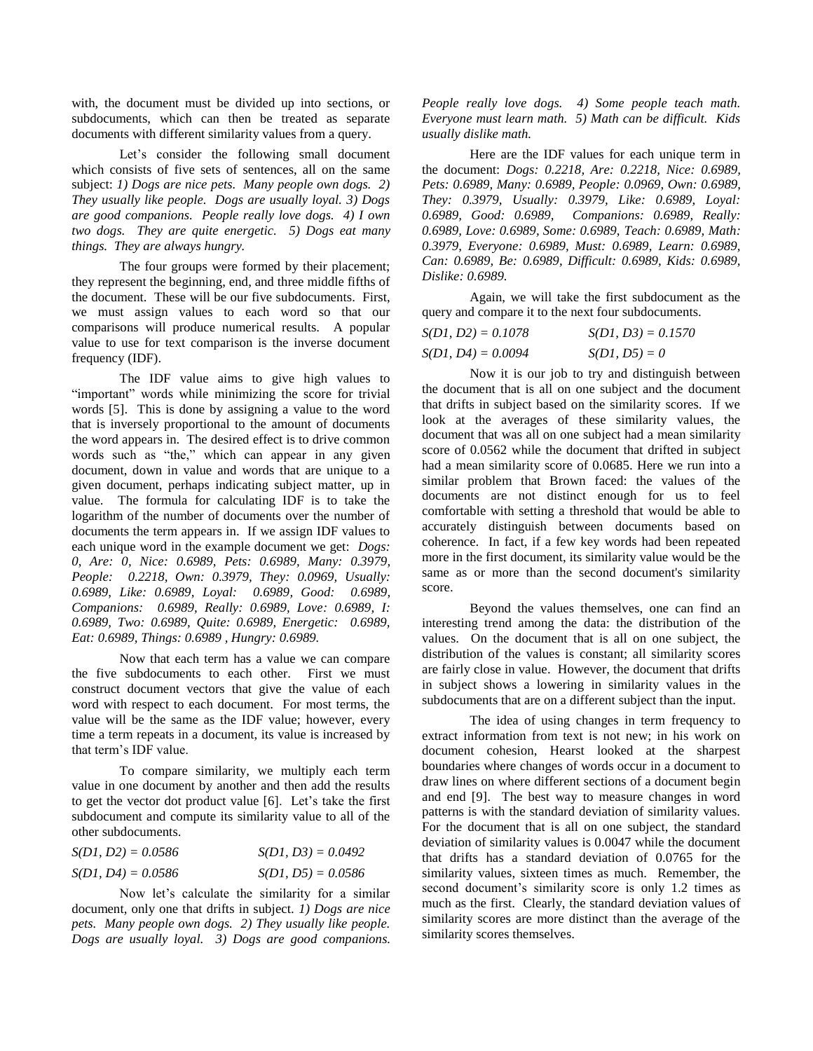with, the document must be divided up into sections, or subdocuments, which can then be treated as separate documents with different similarity values from a query.

Let's consider the following small document which consists of five sets of sentences, all on the same subject: *1) Dogs are nice pets. Many people own dogs. 2) They usually like people. Dogs are usually loyal. 3) Dogs are good companions. People really love dogs. 4) I own two dogs. They are quite energetic. 5) Dogs eat many things. They are always hungry.*

The four groups were formed by their placement; they represent the beginning, end, and three middle fifths of the document. These will be our five subdocuments. First, we must assign values to each word so that our comparisons will produce numerical results. A popular value to use for text comparison is the inverse document frequency (IDF).

The IDF value aims to give high values to "important" words while minimizing the score for trivial words [5]. This is done by assigning a value to the word that is inversely proportional to the amount of documents the word appears in. The desired effect is to drive common words such as "the," which can appear in any given document, down in value and words that are unique to a given document, perhaps indicating subject matter, up in value. The formula for calculating IDF is to take the logarithm of the number of documents over the number of documents the term appears in. If we assign IDF values to each unique word in the example document we get: *Dogs: 0, Are: 0, Nice: 0.6989, Pets: 0.6989, Many: 0.3979, People: 0.2218, Own: 0.3979, They: 0.0969, Usually: 0.6989, Like: 0.6989, Loyal: 0.6989, Good: 0.6989, Companions: 0.6989, Really: 0.6989, Love: 0.6989, I: 0.6989, Two: 0.6989, Quite: 0.6989, Energetic: 0.6989, Eat: 0.6989, Things: 0.6989 , Hungry: 0.6989.*

Now that each term has a value we can compare the five subdocuments to each other. First we must construct document vectors that give the value of each word with respect to each document. For most terms, the value will be the same as the IDF value; however, every time a term repeats in a document, its value is increased by that term's IDF value.

To compare similarity, we multiply each term value in one document by another and then add the results to get the vector dot product value [6]. Let's take the first subdocument and compute its similarity value to all of the other subdocuments.

*S(D1, D2) = 0.0586* *S(D1, D3) = 0.0492*

*S(D1, D4) = 0.0586* *S(D1, D5) = 0.0586*

Now let's calculate the similarity for a similar document, only one that drifts in subject. *1) Dogs are nice pets. Many people own dogs. 2) They usually like people. Dogs are usually loyal. 3) Dogs are good companions. People really love dogs. 4) Some people teach math. Everyone must learn math. 5) Math can be difficult. Kids usually dislike math.*

Here are the IDF values for each unique term in the document: *Dogs: 0.2218, Are: 0.2218, Nice: 0.6989, Pets: 0.6989, Many: 0.6989, People: 0.0969, Own: 0.6989, They: 0.3979, Usually: 0.3979, Like: 0.6989, Loyal: 0.6989, Good: 0.6989, Companions: 0.6989, Really: 0.6989, Love: 0.6989, Some: 0.6989, Teach: 0.6989, Math: 0.3979, Everyone: 0.6989, Must: 0.6989, Learn: 0.6989, Can: 0.6989, Be: 0.6989, Difficult: 0.6989, Kids: 0.6989, Dislike: 0.6989.*

Again, we will take the first subdocument as the query and compare it to the next four subdocuments.

*S(D1, D2) = 0.1078* *S(D1, D3) = 0.1570*

*S(D1, D4) = 0.0094* *S(D1, D5) = 0*

Now it is our job to try and distinguish between the document that is all on one subject and the document that drifts in subject based on the similarity scores. If we look at the averages of these similarity values, the document that was all on one subject had a mean similarity score of 0.0562 while the document that drifted in subject had a mean similarity score of 0.0685. Here we run into a similar problem that Brown faced: the values of the documents are not distinct enough for us to feel comfortable with setting a threshold that would be able to accurately distinguish between documents based on coherence. In fact, if a few key words had been repeated more in the first document, its similarity value would be the same as or more than the second document's similarity score.

Beyond the values themselves, one can find an interesting trend among the data: the distribution of the values. On the document that is all on one subject, the distribution of the values is constant; all similarity scores are fairly close in value. However, the document that drifts in subject shows a lowering in similarity values in the subdocuments that are on a different subject than the input.

The idea of using changes in term frequency to extract information from text is not new; in his work on document cohesion, Hearst looked at the sharpest boundaries where changes of words occur in a document to draw lines on where different sections of a document begin and end [9]. The best way to measure changes in word patterns is with the standard deviation of similarity values. For the document that is all on one subject, the standard deviation of similarity values is 0.0047 while the document that drifts has a standard deviation of 0.0765 for the similarity values, sixteen times as much. Remember, the second document's similarity score is only 1.2 times as much as the first. Clearly, the standard deviation values of similarity scores are more distinct than the average of the similarity scores themselves.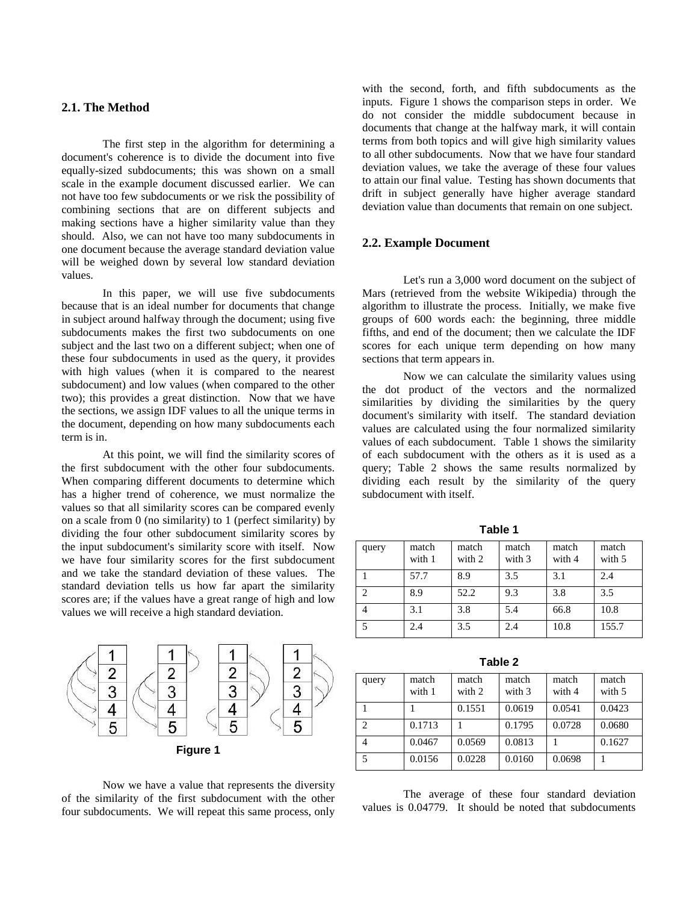### 2.1. The Method

The first step in the algorithm for determining a document's coherence is to divide the document into five equally-sized subdocuments; this was shown on a small scale in the example document discussed earlier. We can not have too few subdocuments or we risk the possibility of combining sections that are on different subjects and making sections have a higher similarity value than they should. Also, we can not have too many subdocuments in one document because the average standard deviation value will be weighed down by several low standard deviation values.

In this paper, we will use five subdocuments because that is an ideal number for documents that change in subject around halfway through the document; using five subdocuments makes the first two subdocuments on one subject and the last two on a different subject; when one of these four subdocuments in used as the query, it provides with high values (when it is compared to the nearest subdocument) and low values (when compared to the other two); this provides a great distinction. Now that we have the sections, we assign IDF values to all the unique terms in the document, depending on how many subdocuments each term is in.

At this point, we will find the similarity scores of the first subdocument with the other four subdocuments. When comparing different documents to determine which has a higher trend of coherence, we must normalize the values so that all similarity scores can be compared evenly on a scale from 0 (no similarity) to 1 (perfect similarity) by dividing the four other subdocument similarity scores by the input subdocument's similarity score with itself. Now we have four similarity scores for the first subdocument and we take the standard deviation of these values. The standard deviation tells us how far apart the similarity scores are; if the values have a great range of high and low values we will receive a high standard deviation.

**Figure 1**

Now we have a value that represents the diversity of the similarity of the first subdocument with the other four subdocuments. We will repeat this same process, only with the second, forth, and fifth subdocuments as the inputs. Figure 1 shows the comparison steps in order. We do not consider the middle subdocument because in documents that change at the halfway mark, it will contain terms from both topics and will give high similarity values to all other subdocuments. Now that we have four standard deviation values, we take the average of these four values to attain our final value. Testing has shown documents that drift in subject generally have higher average standard deviation value than documents that remain on one subject.

### 2.2. Example Document

Let's run a 3,000 word document on the subject of Mars (retrieved from the website Wikipedia) through the algorithm to illustrate the process. Initially, we make five groups of 600 words each: the beginning, three middle fifths, and end of the document; then we calculate the IDF scores for each unique term depending on how many sections that term appears in.

Now we can calculate the similarity values using the dot product of the vectors and the normalized similarities by dividing the similarities by the query document's similarity with itself. The standard deviation values are calculated using the four normalized similarity values of each subdocument. Table 1 shows the similarity of each subdocument with the others as it is used as a query; Table 2 shows the same results normalized by dividing each result by the similarity of the query subdocument with itself.

**Table 1**

| query | match with 1 | match with 2 | match with 3 | match with 4 | match with 5 |
|---|---|---|---|---|---|
| 1 | 57.7 | 8.9 | 3.5 | 3.1 | 2.4 |
| 2 | 8.9 | 52.2 | 9.3 | 3.8 | 3.5 |
| 4 | 3.1 | 3.8 | 5.4 | 66.8 | 10.8 |
| 5 | 2.4 | 3.5 | 2.4 | 10.8 | 155.7 |

**Table 2**

| query | match with 1 | match with 2 | match with 3 | match with 4 | match with 5 |
|---|---|---|---|---|---|
| 1 | 1 | 0.1551 | 0.0619 | 0.0541 | 0.0423 |
| 2 | 0.1713 | 1 | 0.1795 | 0.0728 | 0.0680 |
| 4 | 0.0467 | 0.0569 | 0.0813 | 1 | 0.1627 |
| 5 | 0.0156 | 0.0228 | 0.0160 | 0.0698 | 1 |

The average of these four standard deviation values is 0.04779. It should be noted that subdocuments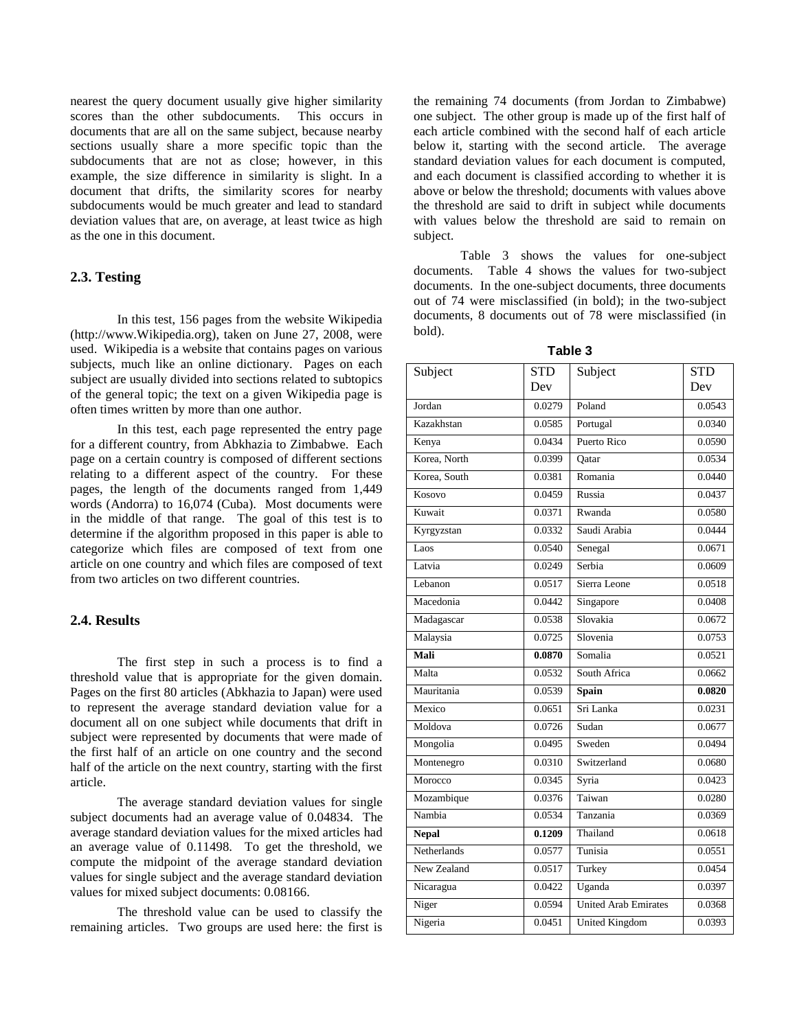nearest the query document usually give higher similarity scores than the other subdocuments. This occurs in documents that are all on the same subject, because nearby sections usually share a more specific topic than the subdocuments that are not as close; however, in this example, the size difference in similarity is slight. In a document that drifts, the similarity scores for nearby subdocuments would be much greater and lead to standard deviation values that are, on average, at least twice as high as the one in this document.

### 2.3. Testing

In this test, 156 pages from the website Wikipedia (http://www.Wikipedia.org), taken on June 27, 2008, were used. Wikipedia is a website that contains pages on various subjects, much like an online dictionary. Pages on each subject are usually divided into sections related to subtopics of the general topic; the text on a given Wikipedia page is often times written by more than one author.

In this test, each page represented the entry page for a different country, from Abkhazia to Zimbabwe. Each page on a certain country is composed of different sections relating to a different aspect of the country. For these pages, the length of the documents ranged from 1,449 words (Andorra) to 16,074 (Cuba). Most documents were in the middle of that range. The goal of this test is to determine if the algorithm proposed in this paper is able to categorize which files are composed of text from one article on one country and which files are composed of text from two articles on two different countries.

### 2.4. Results

The first step in such a process is to find a threshold value that is appropriate for the given domain. Pages on the first 80 articles (Abkhazia to Japan) were used to represent the average standard deviation value for a document all on one subject while documents that drift in subject were represented by documents that were made of the first half of an article on one country and the second half of the article on the next country, starting with the first article.

The average standard deviation values for single subject documents had an average value of 0.04834. The average standard deviation values for the mixed articles had an average value of 0.11498. To get the threshold, we compute the midpoint of the average standard deviation values for single subject and the average standard deviation values for mixed subject documents: 0.08166.

The threshold value can be used to classify the remaining articles. Two groups are used here: the first is the remaining 74 documents (from Jordan to Zimbabwe) one subject. The other group is made up of the first half of each article combined with the second half of each article below it, starting with the second article. The average standard deviation values for each document is computed, and each document is classified according to whether it is above or below the threshold; documents with values above the threshold are said to drift in subject while documents with values below the threshold are said to remain on subject.

Table 3 shows the values for one-subject documents. Table 4 shows the values for two-subject documents. In the one-subject documents, three documents out of 74 were misclassified (in bold); in the two-subject documents, 8 documents out of 78 were misclassified (in bold).

**Table 3**

| Subject | STD Dev | Subject | STD Dev |
|---|---|---|---|
| Jordan | 0.0279 | Poland | 0.0543 |
| Kazakhstan | 0.0585 | Portugal | 0.0340 |
| Kenya | 0.0434 | Puerto Rico | 0.0590 |
| Korea, North | 0.0399 | Qatar | 0.0534 |
| Korea, South | 0.0381 | Romania | 0.0440 |
| Kosovo | 0.0459 | Russia | 0.0437 |
| Kuwait | 0.0371 | Rwanda | 0.0580 |
| Kyrgyzstan | 0.0332 | Saudi Arabia | 0.0444 |
| Laos | 0.0540 | Senegal | 0.0671 |
| Latvia | 0.0249 | Serbia | 0.0609 |
| Lebanon | 0.0517 | Sierra Leone | 0.0518 |
| Macedonia | 0.0442 | Singapore | 0.0408 |
| Madagascar | 0.0538 | Slovakia | 0.0672 |
| Malaysia | 0.0725 | Slovenia | 0.0753 |
| **Mali** | **0.0870** | Somalia | 0.0521 |
| Malta | 0.0532 | South Africa | 0.0662 |
| Mauritania | 0.0539 | **Spain** | **0.0820** |
| Mexico | 0.0651 | Sri Lanka | 0.0231 |
| Moldova | 0.0726 | Sudan | 0.0677 |
| Mongolia | 0.0495 | Sweden | 0.0494 |
| Montenegro | 0.0310 | Switzerland | 0.0680 |
| Morocco | 0.0345 | Syria | 0.0423 |
| Mozambique | 0.0376 | Taiwan | 0.0280 |
| Nambia | 0.0534 | Tanzania | 0.0369 |
| **Nepal** | **0.1209** | Thailand | 0.0618 |
| Netherlands | 0.0577 | Tunisia | 0.0551 |
| New Zealand | 0.0517 | Turkey | 0.0454 |
| Nicaragua | 0.0422 | Uganda | 0.0397 |
| Niger | 0.0594 | United Arab Emirates | 0.0368 |
| Nigeria | 0.0451 | United Kingdom | 0.0393 |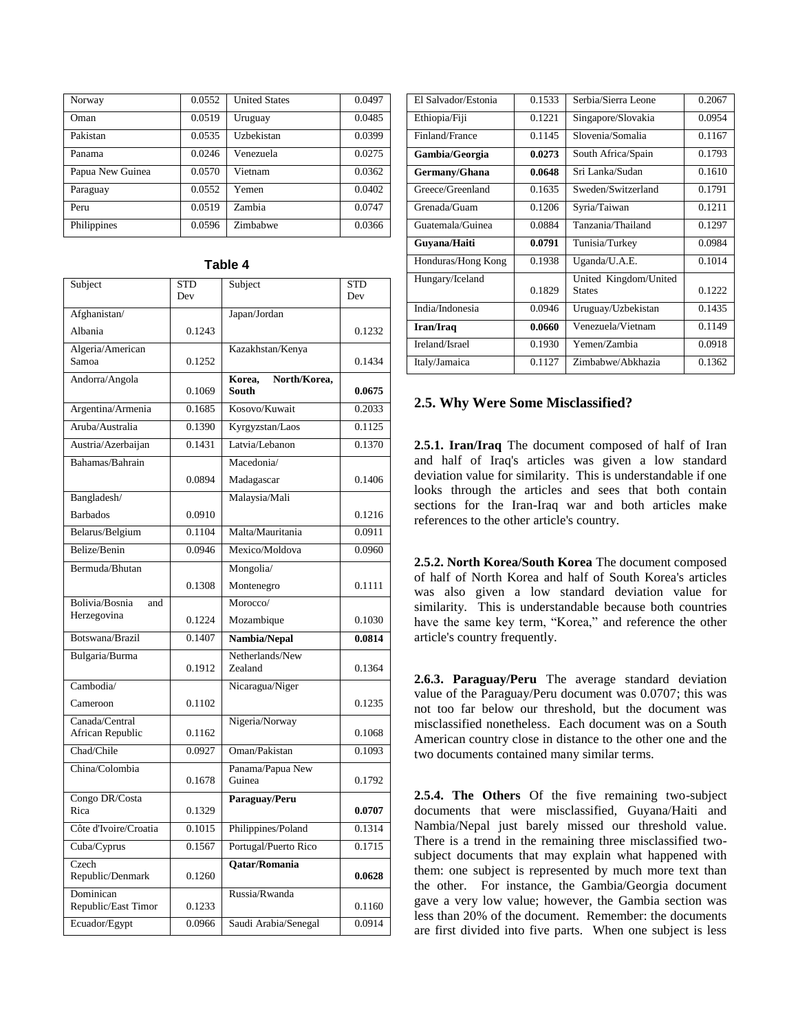| Norway | 0.0552 | United States | 0.0497 |
|---|---|---|---|
| Oman | 0.0519 | Uruguay | 0.0485 |
| Pakistan | 0.0535 | Uzbekistan | 0.0399 |
| Panama | 0.0246 | Venezuela | 0.0275 |
| Papua New Guinea | 0.0570 | Vietnam | 0.0362 |
| Paraguay | 0.0552 | Yemen | 0.0402 |
| Peru | 0.0519 | Zambia | 0.0747 |
| Philippines | 0.0596 | Zimbabwe | 0.0366 |

**Table 4**

| Subject | STD Dev | Subject | STD Dev |
|---|---|---|---|
| Afghanistan/ Albania | 0.1243 | Japan/Jordan | 0.1232 |
| Algeria/American Samoa | 0.1252 | Kazakhstan/Kenya | 0.1434 |
| Andorra/Angola | 0.1069 | **Korea, North/Korea, South** | **0.0675** |
| Argentina/Armenia | 0.1685 | Kosovo/Kuwait | 0.2033 |
| Aruba/Australia | 0.1390 | Kyrgyzstan/Laos | 0.1125 |
| Austria/Azerbaijan | 0.1431 | Latvia/Lebanon | 0.1370 |
| Bahamas/Bahrain | 0.0894 | Macedonia/ Madagascar | 0.1406 |
| Bangladesh/ Barbados | 0.0910 | Malaysia/Mali | 0.1216 |
| Belarus/Belgium | 0.1104 | Malta/Mauritania | 0.0911 |
| Belize/Benin | 0.0946 | Mexico/Moldova | 0.0960 |
| Bermuda/Bhutan | 0.1308 | Mongolia/ Montenegro | 0.1111 |
| Bolivia/Bosnia and Herzegovina | 0.1224 | Morocco/ Mozambique | 0.1030 |
| Botswana/Brazil | 0.1407 | **Nambia/Nepal** | **0.0814** |
| Bulgaria/Burma | 0.1912 | Netherlands/New Zealand | 0.1364 |
| Cambodia/ Cameroon | 0.1102 | Nicaragua/Niger | 0.1235 |
| Canada/Central African Republic | 0.1162 | Nigeria/Norway | 0.1068 |
| Chad/Chile | 0.0927 | Oman/Pakistan | 0.1093 |
| China/Colombia | 0.1678 | Panama/Papua New Guinea | 0.1792 |
| Congo DR/Costa Rica | 0.1329 | **Paraguay/Peru** | **0.0707** |
| Côte d'Ivoire/Croatia | 0.1015 | Philippines/Poland | 0.1314 |
| Cuba/Cyprus | 0.1567 | Portugal/Puerto Rico | 0.1715 |
| Czech Republic/Denmark | 0.1260 | **Qatar/Romania** | **0.0628** |
| Dominican Republic/East Timor | 0.1233 | Russia/Rwanda | 0.1160 |
| Ecuador/Egypt | 0.0966 | Saudi Arabia/Senegal | 0.0914 |
| El Salvador/Estonia | 0.1533 | Serbia/Sierra Leone | 0.2067 |
| Ethiopia/Fiji | 0.1221 | Singapore/Slovakia | 0.0954 |
| Finland/France | 0.1145 | Slovenia/Somalia | 0.1167 |
| **Gambia/Georgia** | **0.0273** | South Africa/Spain | 0.1793 |
| **Germany/Ghana** | **0.0648** | Sri Lanka/Sudan | 0.1610 |
| Greece/Greenland | 0.1635 | Sweden/Switzerland | 0.1791 |
| Grenada/Guam | 0.1206 | Syria/Taiwan | 0.1211 |
| Guatemala/Guinea | 0.0884 | Tanzania/Thailand | 0.1297 |
| **Guyana/Haiti** | **0.0791** | Tunisia/Turkey | 0.0984 |
| Honduras/Hong Kong | 0.1938 | Uganda/U.A.E. | 0.1014 |
| Hungary/Iceland | 0.1829 | United Kingdom/United States | 0.1222 |
| India/Indonesia | 0.0946 | Uruguay/Uzbekistan | 0.1435 |
| **Iran/Iraq** | **0.0660** | Venezuela/Vietnam | 0.1149 |
| Ireland/Israel | 0.1930 | Yemen/Zambia | 0.0918 |
| Italy/Jamaica | 0.1127 | Zimbabwe/Abkhazia | 0.1362 |

## 2.5. Why Were Some Misclassified?

**2.5.1. Iran/Iraq** The document composed of half of Iran and half of Iraq's articles was given a low standard deviation value for similarity. This is understandable if one looks through the articles and sees that both contain sections for the Iran-Iraq war and both articles make references to the other article's country.

**2.5.2. North Korea/South Korea** The document composed of half of North Korea and half of South Korea's articles was also given a low standard deviation value for similarity. This is understandable because both countries have the same key term, "Korea," and reference the other article's country frequently.

**2.6.3. Paraguay/Peru** The average standard deviation value of the Paraguay/Peru document was 0.0707; this was not too far below our threshold, but the document was misclassified nonetheless. Each document was on a South American country close in distance to the other one and the two documents contained many similar terms.

**2.5.4. The Others** Of the five remaining two-subject documents that were misclassified, Guyana/Haiti and Nambia/Nepal just barely missed our threshold value. There is a trend in the remaining three misclassified two-subject documents that may explain what happened with them: one subject is represented by much more text than the other. For instance, the Gambia/Georgia document gave a very low value; however, the Gambia section was less than 20% of the document. Remember: the documents are first divided into five parts. When one subject is less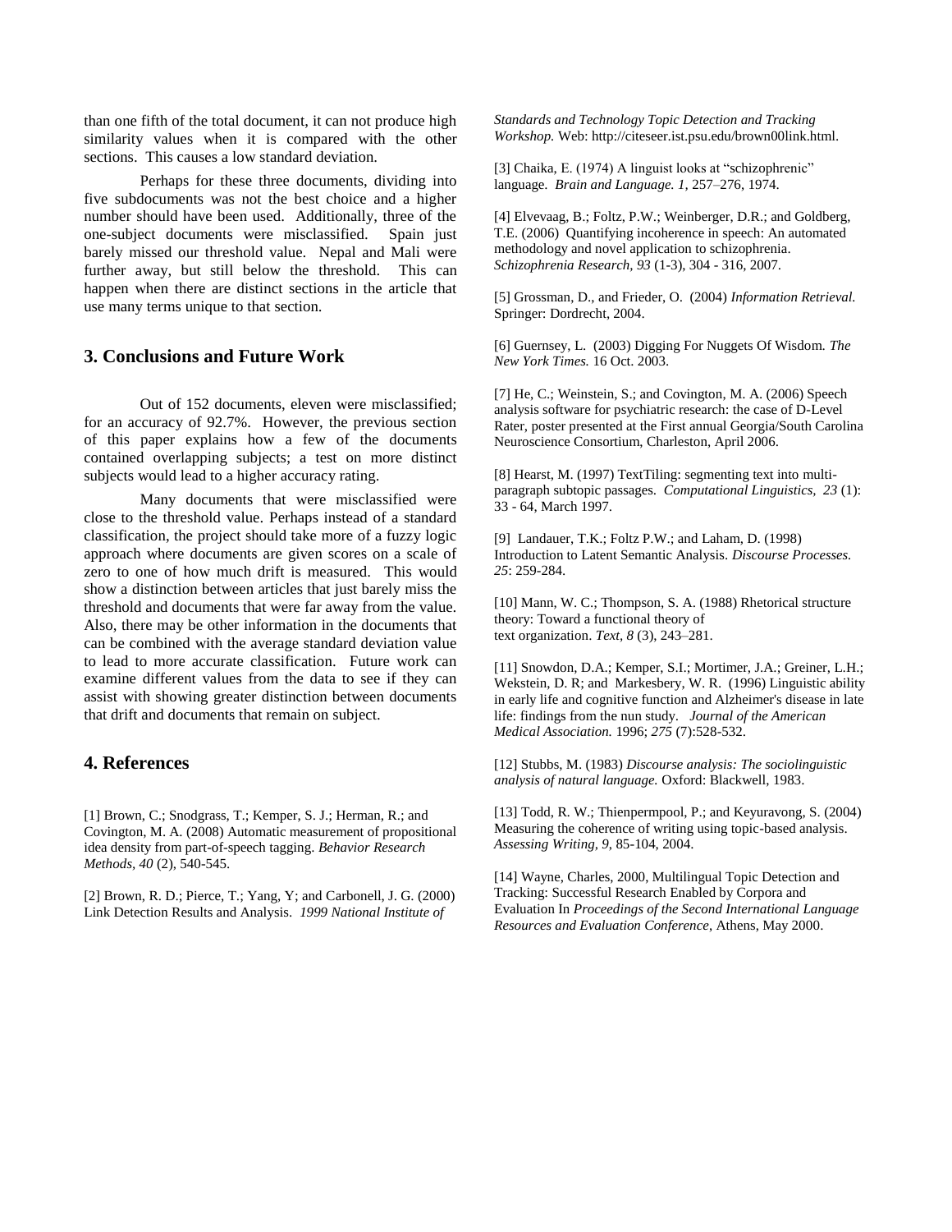than one fifth of the total document, it can not produce high similarity values when it is compared with the other sections. This causes a low standard deviation.

Perhaps for these three documents, dividing into five subdocuments was not the best choice and a higher number should have been used. Additionally, three of the one-subject documents were misclassified. Spain just barely missed our threshold value. Nepal and Mali were further away, but still below the threshold. This can happen when there are distinct sections in the article that use many terms unique to that section.

## 3. Conclusions and Future Work

Out of 152 documents, eleven were misclassified; for an accuracy of 92.7%. However, the previous section of this paper explains how a few of the documents contained overlapping subjects; a test on more distinct subjects would lead to a higher accuracy rating.

Many documents that were misclassified were close to the threshold value. Perhaps instead of a standard classification, the project should take more of a fuzzy logic approach where documents are given scores on a scale of zero to one of how much drift is measured. This would show a distinction between articles that just barely miss the threshold and documents that were far away from the value. Also, there may be other information in the documents that can be combined with the average standard deviation value to lead to more accurate classification. Future work can examine different values from the data to see if they can assist with showing greater distinction between documents that drift and documents that remain on subject.

## 4. References

[1] Brown, C.; Snodgrass, T.; Kemper, S. J.; Herman, R.; and Covington, M. A. (2008) Automatic measurement of propositional idea density from part-of-speech tagging. *Behavior Research Methods, 40* (2), 540-545.

[2] Brown, R. D.; Pierce, T.; Yang, Y; and Carbonell, J. G. (2000) Link Detection Results and Analysis. *1999 National Institute of Standards and Technology Topic Detection and Tracking Workshop.* Web: http://citeseer.ist.psu.edu/brown00link.html.

[3] Chaika, E. (1974) A linguist looks at "schizophrenic" language. *Brain and Language. 1,* 257–276, 1974.

[4] Elvevaag, B.; Foltz, P.W.; Weinberger, D.R.; and Goldberg, T.E. (2006) Quantifying incoherence in speech: An automated methodology and novel application to schizophrenia. *Schizophrenia Research, 93* (1-3), 304 - 316, 2007.

[5] Grossman, D., and Frieder, O. (2004) *Information Retrieval.* Springer: Dordrecht, 2004.

[6] Guernsey, L. (2003) Digging For Nuggets Of Wisdom. *The New York Times.* 16 Oct. 2003.

[7] He, C.; Weinstein, S.; and Covington, M. A. (2006) Speech analysis software for psychiatric research: the case of D-Level Rater, poster presented at the First annual Georgia/South Carolina Neuroscience Consortium, Charleston, April 2006.

[8] Hearst, M. (1997) TextTiling: segmenting text into multi-paragraph subtopic passages. *Computational Linguistics, 23* (1): 33 - 64, March 1997.

[9] Landauer, T.K.; Foltz P.W.; and Laham, D. (1998) Introduction to Latent Semantic Analysis. *Discourse Processes. 25*: 259-284.

[10] Mann, W. C.; Thompson, S. A. (1988) Rhetorical structure theory: Toward a functional theory of text organization. *Text, 8* (3), 243–281.

[11] Snowdon, D.A.; Kemper, S.I.; Mortimer, J.A.; Greiner, L.H.; Wekstein, D. R; and Markesbery, W. R. (1996) Linguistic ability in early life and cognitive function and Alzheimer's disease in late life: findings from the nun study. *Journal of the American Medical Association.* 1996; *275* (7):528-532.

[12] Stubbs, M. (1983) *Discourse analysis: The sociolinguistic analysis of natural language.* Oxford: Blackwell, 1983.

[13] Todd, R. W.; Thienpermpool, P.; and Keyuravong, S. (2004) Measuring the coherence of writing using topic-based analysis. *Assessing Writing, 9,* 85-104, 2004.

[14] Wayne, Charles, 2000, Multilingual Topic Detection and Tracking: Successful Research Enabled by Corpora and Evaluation In *Proceedings of the Second International Language Resources and Evaluation Conference,* Athens, May 2000.